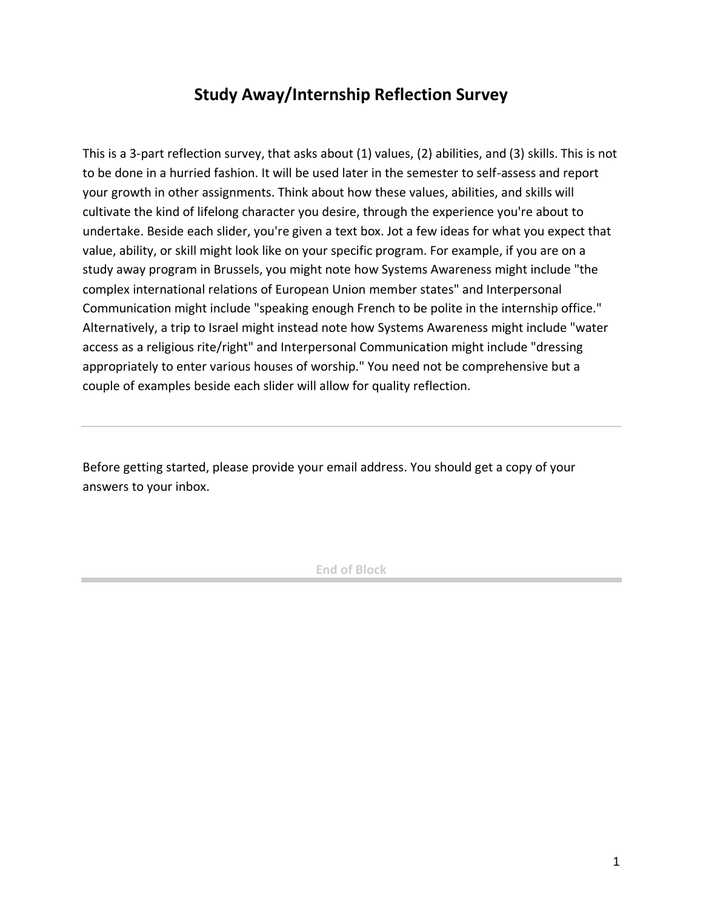# Study Away/Internship Reflection Survey

This is a 3-part reflection survey, that asks about (1) values, (2) abilities, and (3) skills. This is not to be done in a hurried fashion. It will be used later in the semester to self-assess and report your growth in other assignments. Think about how these values, abilities, and skills will cultivate the kind of lifelong character you desire, through the experience you're about to undertake. Beside each slider, you're given a text box. Jot a few ideas for what you expect that value, ability, or skill might look like on your specific program. For example, if you are on a study away program in Brussels, you might note how Systems Awareness might include "the complex international relations of European Union member states" and Interpersonal Communication might include "speaking enough French to be polite in the internship office." Alternatively, a trip to Israel might instead note how Systems Awareness might include "water access as a religious rite/right" and Interpersonal Communication might include "dressing appropriately to enter various houses of worship." You need not be comprehensive but a couple of examples beside each slider will allow for quality reflection.

---

Before getting started, please provide your email address. You should get a copy of your answers to your inbox.

**End of Block**

---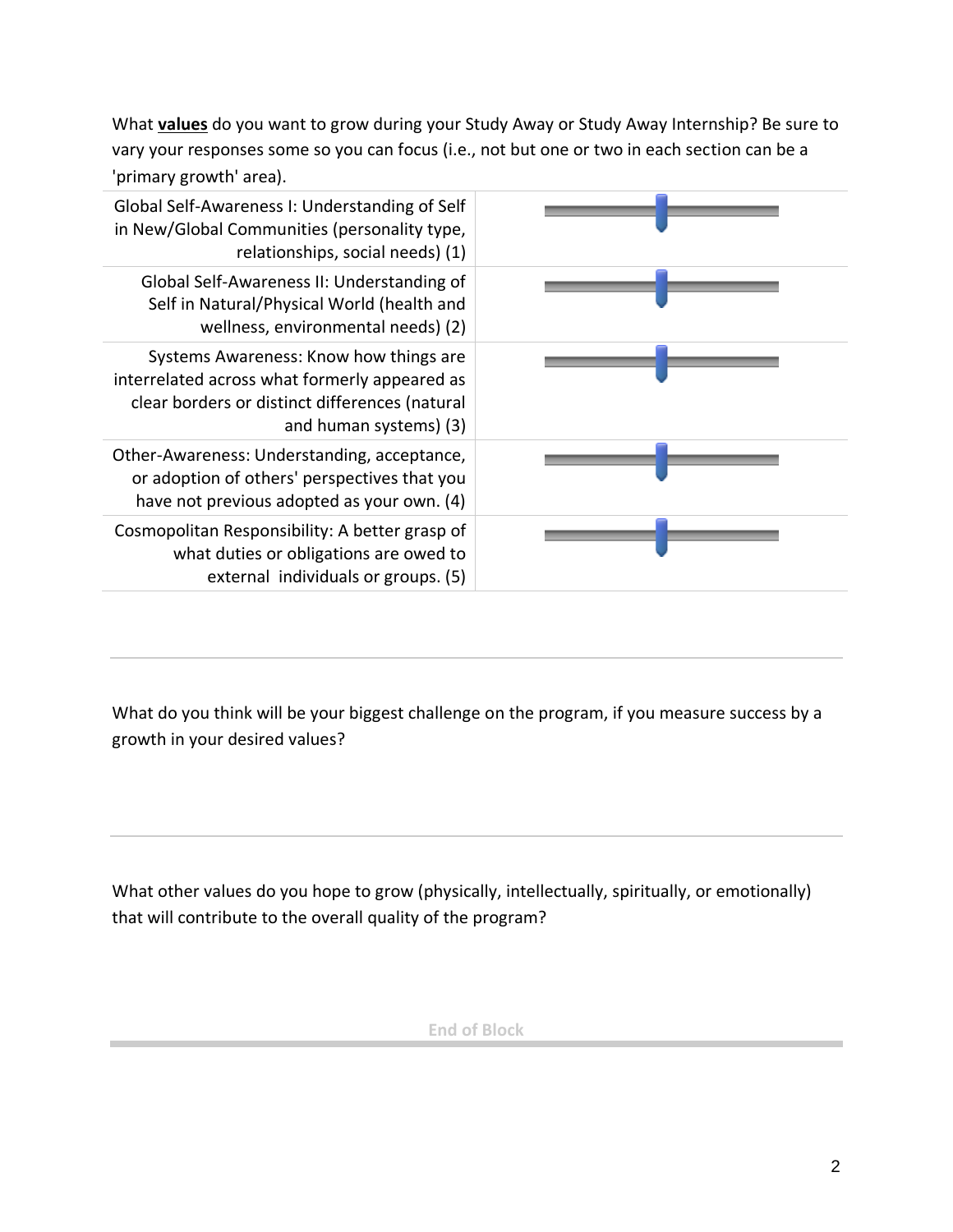What **values** do you want to grow during your Study Away or Study Away Internship? Be sure to vary your responses some so you can focus (i.e., not but one or two in each section can be a 'primary growth' area).

| | |
|---|---|
| Global Self-Awareness I: Understanding of Self in New/Global Communities (personality type, relationships, social needs) (1) | |
| Global Self-Awareness II: Understanding of Self in Natural/Physical World (health and wellness, environmental needs) (2) | |
| Systems Awareness: Know how things are interrelated across what formerly appeared as clear borders or distinct differences (natural and human systems) (3) | |
| Other-Awareness: Understanding, acceptance, or adoption of others' perspectives that you have not previous adopted as your own. (4) | |
| Cosmopolitan Responsibility: A better grasp of what duties or obligations are owed to external individuals or groups. (5) | |

---

What do you think will be your biggest challenge on the program, if you measure success by a growth in your desired values?

---

What other values do you hope to grow (physically, intellectually, spiritually, or emotionally) that will contribute to the overall quality of the program?

End of Block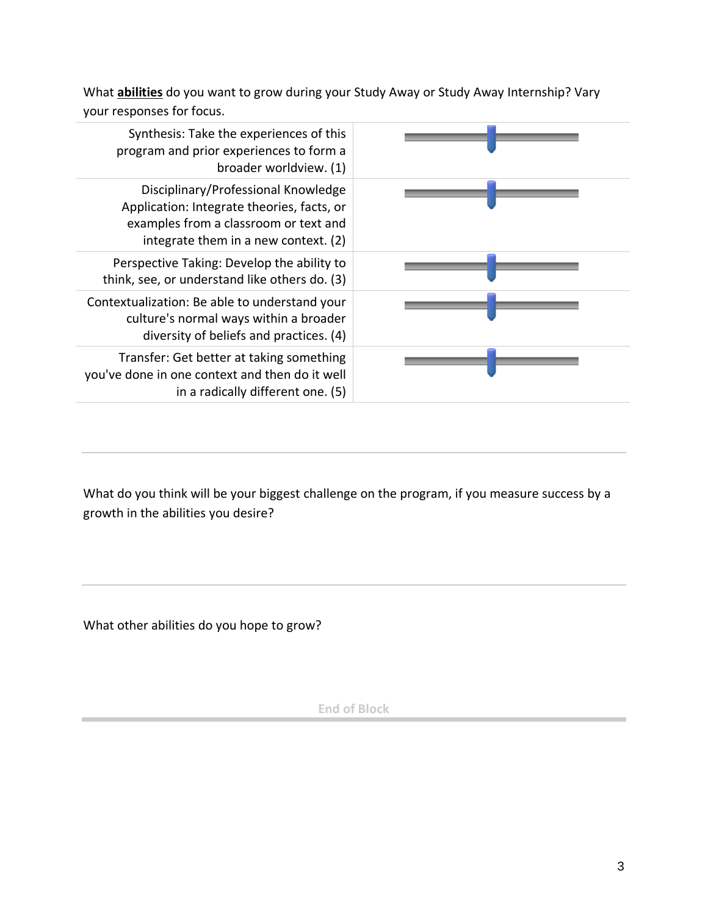What **abilities** do you want to grow during your Study Away or Study Away Internship? Vary your responses for focus.

| | |
|---|---|
| Synthesis: Take the experiences of this program and prior experiences to form a broader worldview. (1) | |
| Disciplinary/Professional Knowledge Application: Integrate theories, facts, or examples from a classroom or text and integrate them in a new context. (2) | |
| Perspective Taking: Develop the ability to think, see, or understand like others do. (3) | |
| Contextualization: Be able to understand your culture's normal ways within a broader diversity of beliefs and practices. (4) | |
| Transfer: Get better at taking something you've done in one context and then do it well in a radically different one. (5) | |

---

What do you think will be your biggest challenge on the program, if you measure success by a growth in the abilities you desire?

---

What other abilities do you hope to grow?

**End of Block**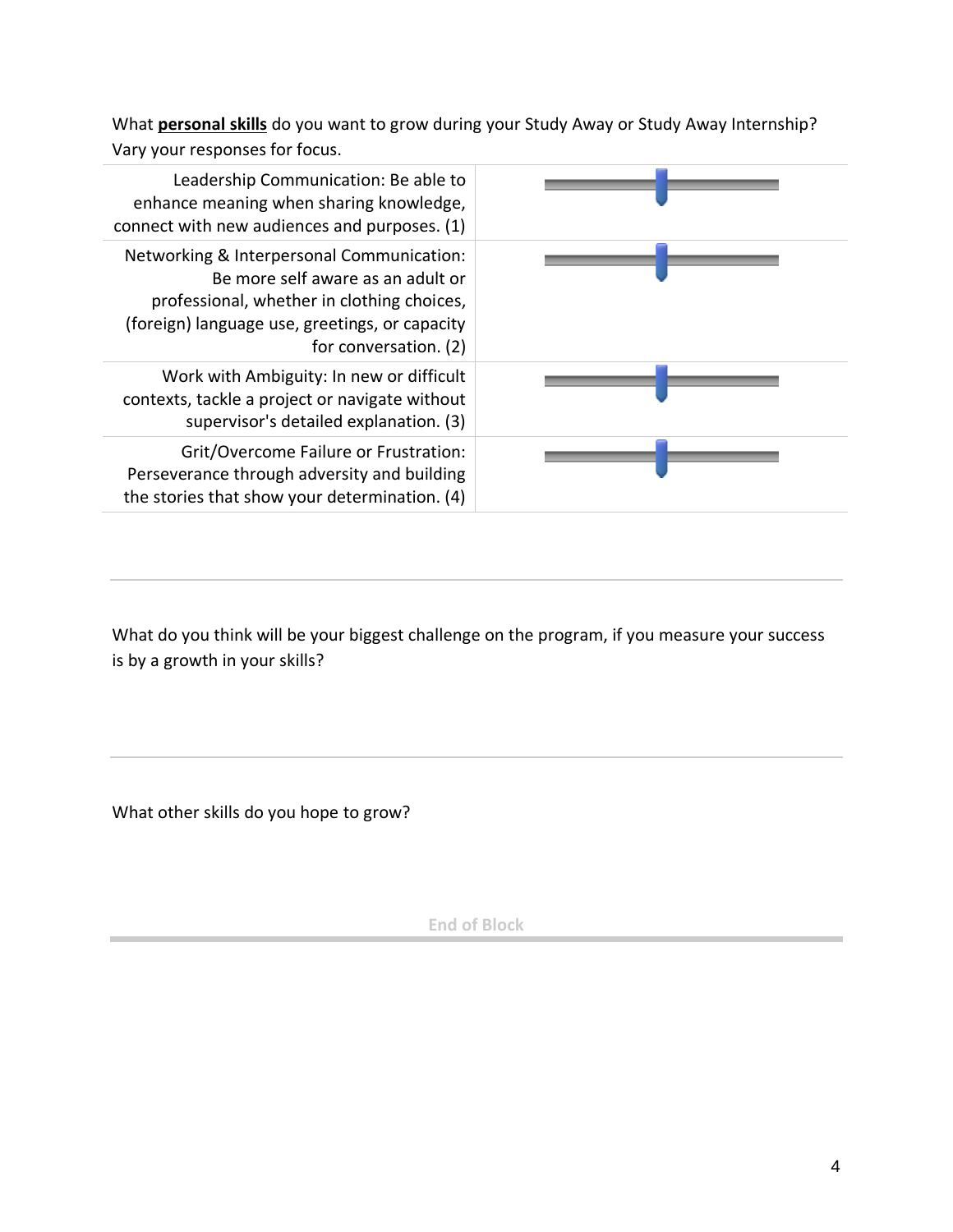What **personal skills** do you want to grow during your Study Away or Study Away Internship? Vary your responses for focus.

| | |
|---|---|
| Leadership Communication: Be able to enhance meaning when sharing knowledge, connect with new audiences and purposes. (1) | |
| Networking & Interpersonal Communication: Be more self aware as an adult or professional, whether in clothing choices, (foreign) language use, greetings, or capacity for conversation. (2) | |
| Work with Ambiguity: In new or difficult contexts, tackle a project or navigate without supervisor's detailed explanation. (3) | |
| Grit/Overcome Failure or Frustration: Perseverance through adversity and building the stories that show your determination. (4) | |

---

What do you think will be your biggest challenge on the program, if you measure your success is by a growth in your skills?

---

What other skills do you hope to grow?

End of Block